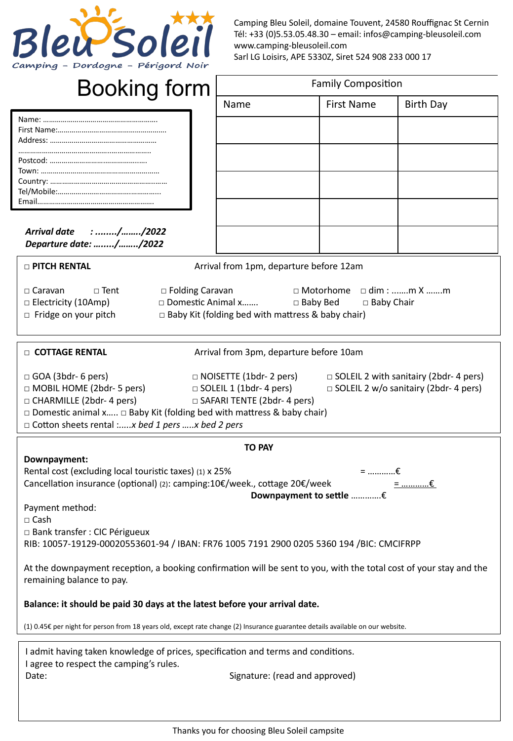Bleu Soleil ★★★
Camping – Dordogne – Périgord Noir

Camping Bleu Soleil, domaine Touvent, 24580 Rouffignac St Cernin
Tél: +33 (0)5.53.05.48.30 – email: infos@camping-bleusoleil.com
www.camping-bleusoleil.com
Sarl LG Loisirs, APE 5330Z, Siret 524 908 233 000 17

# Booking form

Name: ……………………………………………………
First Name:…………………………………………………
Address: ………………………………………………
……………………………………………………………
Postcod: …………………………………………
Town: ……………………………………………………
Country: …………………………………………………
Tel/Mobile:……………………………………………
Email…………………………………………………

***Arrival date : ……../……../2022***
***Departure date: ……../……../2022***

**Family Composition**

| Name | First Name | Birth Day |
|---|---|---|
| | | |
| | | |
| | | |
| | | |
| | | |

□ **PITCH RENTAL** — Arrival from 1pm, departure before 12am

□ Caravan □ Tent □ Folding Caravan □ Motorhome □ dim : …….m X …….m
□ Electricity (10Amp) □ Domestic Animal x……. □ Baby Bed □ Baby Chair
□ Fridge on your pitch □ Baby Kit (folding bed with mattress & baby chair)

□ **COTTAGE RENTAL** — Arrival from 3pm, departure before 10am

□ GOA (3bdr- 6 pers) □ NOISETTE (1bdr- 2 pers) □ SOLEIL 2 with sanitairy (2bdr- 4 pers)
□ MOBIL HOME (2bdr- 5 pers) □ SOLEIL 1 (1bdr- 4 pers) □ SOLEIL 2 w/o sanitairy (2bdr- 4 pers)
□ CHARMILLE (2bdr- 4 pers) □ SAFARI TENTE (2bdr- 4 pers)
□ Domestic animal x….. □ Baby Kit (folding bed with mattress & baby chair)
□ Cotton sheets rental :…..*x bed 1 pers …..x bed 2 pers*

**TO PAY**

**Downpayment:**
Rental cost (excluding local touristic taxes) (1) x 25% = ………..€
Cancellation insurance (optional) (2): camping:10€/week., cottage 20€/week = ………..€
**Downpayment to settle** …………€

Payment method:
□ Cash
□ Bank transfer : CIC Périgueux
RIB: 10057-19129-00020553601-94 / IBAN: FR76 1005 7191 2900 0205 5360 194 /BIC: CMCIFRPP

At the downpayment reception, a booking confirmation will be sent to you, with the total cost of your stay and the remaining balance to pay.

**Balance: it should be paid 30 days at the latest before your arrival date.**

(1) 0.45€ per night for person from 18 years old, except rate change (2) Insurance guarantee details available on our website.

I admit having taken knowledge of prices, specification and terms and conditions.
I agree to respect the camping's rules.
Date: Signature: (read and approved)

Thanks you for choosing Bleu Soleil campsite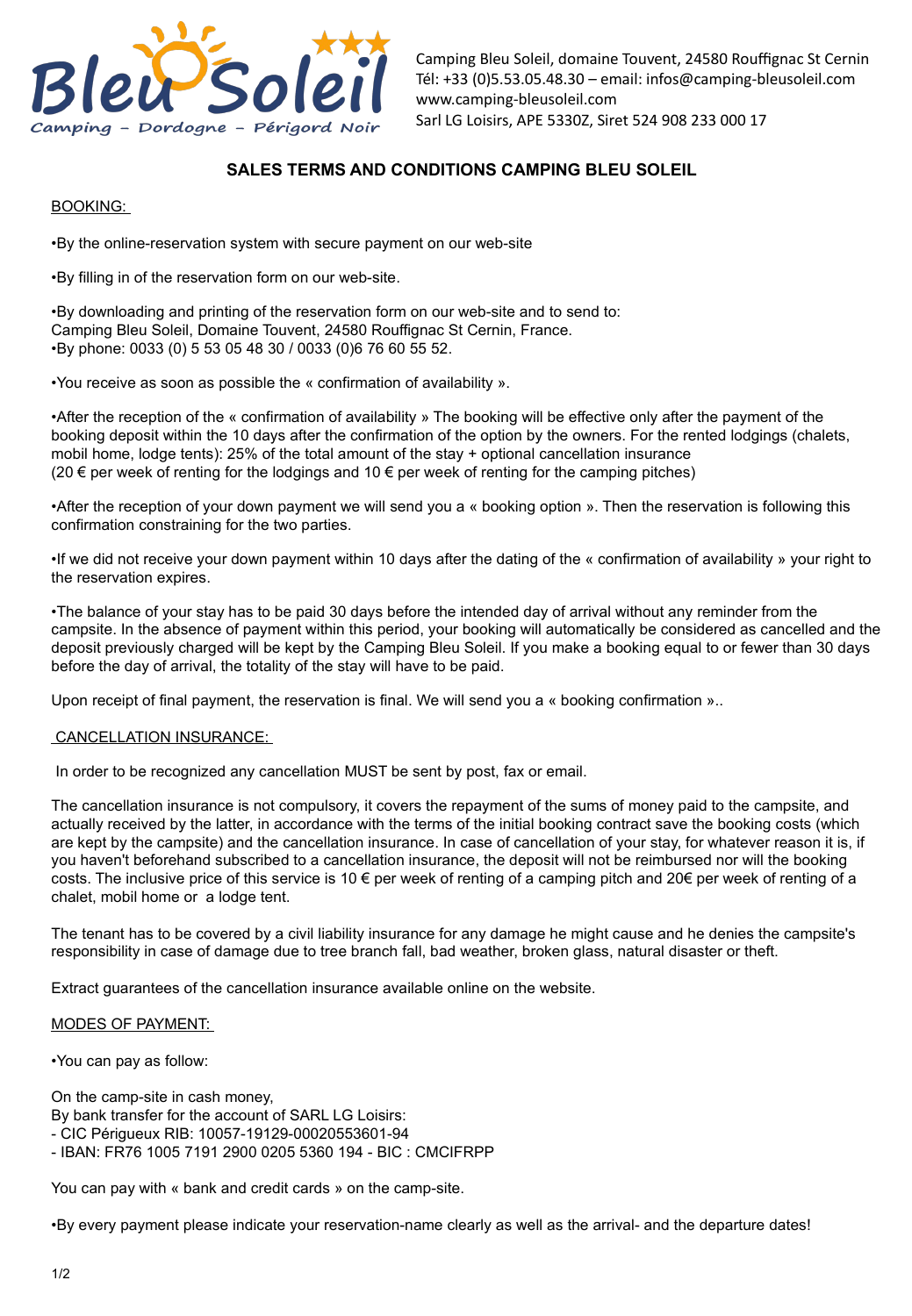Camping Bleu Soleil, domaine Touvent, 24580 Rouffignac St Cernin
Tél: +33 (0)5.53.05.48.30 – email: infos@camping-bleusoleil.com
www.camping-bleusoleil.com
Sarl LG Loisirs, APE 5330Z, Siret 524 908 233 000 17

# SALES TERMS AND CONDITIONS CAMPING BLEU SOLEIL

## BOOKING:

•By the online-reservation system with secure payment on our web-site

•By filling in of the reservation form on our web-site.

•By downloading and printing of the reservation form on our web-site and to send to:
Camping Bleu Soleil, Domaine Touvent, 24580 Rouffignac St Cernin, France.
•By phone: 0033 (0) 5 53 05 48 30 / 0033 (0)6 76 60 55 52.

•You receive as soon as possible the « confirmation of availability ».

•After the reception of the « confirmation of availability » The booking will be effective only after the payment of the booking deposit within the 10 days after the confirmation of the option by the owners. For the rented lodgings (chalets, mobil home, lodge tents): 25% of the total amount of the stay + optional cancellation insurance
(20 € per week of renting for the lodgings and 10 € per week of renting for the camping pitches)

•After the reception of your down payment we will send you a « booking option ». Then the reservation is following this confirmation constraining for the two parties.

•If we did not receive your down payment within 10 days after the dating of the « confirmation of availability » your right to the reservation expires.

•The balance of your stay has to be paid 30 days before the intended day of arrival without any reminder from the campsite. In the absence of payment within this period, your booking will automatically be considered as cancelled and the deposit previously charged will be kept by the Camping Bleu Soleil. If you make a booking equal to or fewer than 30 days before the day of arrival, the totality of the stay will have to be paid.

Upon receipt of final payment, the reservation is final. We will send you a « booking confirmation »..

## CANCELLATION INSURANCE:

In order to be recognized any cancellation MUST be sent by post, fax or email.

The cancellation insurance is not compulsory, it covers the repayment of the sums of money paid to the campsite, and actually received by the latter, in accordance with the terms of the initial booking contract save the booking costs (which are kept by the campsite) and the cancellation insurance. In case of cancellation of your stay, for whatever reason it is, if you haven't beforehand subscribed to a cancellation insurance, the deposit will not be reimbursed nor will the booking costs. The inclusive price of this service is 10 € per week of renting of a camping pitch and 20€ per week of renting of a chalet, mobil home or a lodge tent.

The tenant has to be covered by a civil liability insurance for any damage he might cause and he denies the campsite's responsibility in case of damage due to tree branch fall, bad weather, broken glass, natural disaster or theft.

Extract guarantees of the cancellation insurance available online on the website.

## MODES OF PAYMENT:

•You can pay as follow:

On the camp-site in cash money,
By bank transfer for the account of SARL LG Loisirs:
- CIC Périgueux RIB: 10057-19129-00020553601-94
- IBAN: FR76 1005 7191 2900 0205 5360 194 - BIC : CMCIFRPP

You can pay with « bank and credit cards » on the camp-site.

•By every payment please indicate your reservation-name clearly as well as the arrival- and the departure dates!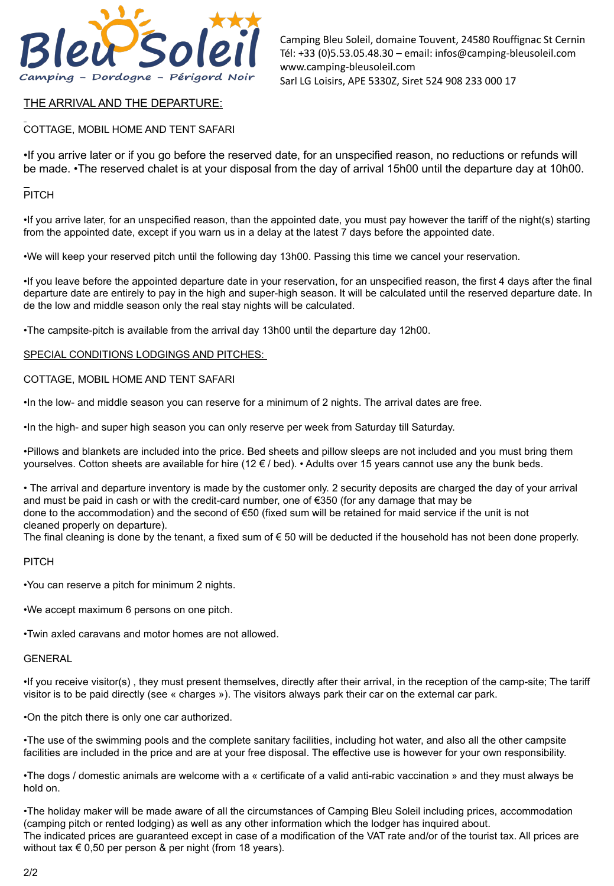Bleu Soleil ★★★
Camping – Dordogne – Périgord Noir

Camping Bleu Soleil, domaine Touvent, 24580 Rouffignac St Cernin
Tél: +33 (0)5.53.05.48.30 – email: infos@camping-bleusoleil.com
www.camping-bleusoleil.com
Sarl LG Loisirs, APE 5330Z, Siret 524 908 233 000 17

## THE ARRIVAL AND THE DEPARTURE:

### COTTAGE, MOBIL HOME AND TENT SAFARI

•If you arrive later or if you go before the reserved date, for an unspecified reason, no reductions or refunds will be made. •The reserved chalet is at your disposal from the day of arrival 15h00 until the departure day at 10h00.

### PITCH

•If you arrive later, for an unspecified reason, than the appointed date, you must pay however the tariff of the night(s) starting from the appointed date, except if you warn us in a delay at the latest 7 days before the appointed date.

•We will keep your reserved pitch until the following day 13h00. Passing this time we cancel your reservation.

•If you leave before the appointed departure date in your reservation, for an unspecified reason, the first 4 days after the final departure date are entirely to pay in the high and super-high season. It will be calculated until the reserved departure date. In de the low and middle season only the real stay nights will be calculated.

•The campsite-pitch is available from the arrival day 13h00 until the departure day 12h00.

## SPECIAL CONDITIONS LODGINGS AND PITCHES:

### COTTAGE, MOBIL HOME AND TENT SAFARI

•In the low- and middle season you can reserve for a minimum of 2 nights. The arrival dates are free.

•In the high- and super high season you can only reserve per week from Saturday till Saturday.

•Pillows and blankets are included into the price. Bed sheets and pillow sleeps are not included and you must bring them yourselves. Cotton sheets are available for hire (12 € / bed). • Adults over 15 years cannot use any the bunk beds.

• The arrival and departure inventory is made by the customer only. 2 security deposits are charged the day of your arrival and must be paid in cash or with the credit-card number, one of €350 (for any damage that may be done to the accommodation) and the second of €50 (fixed sum will be retained for maid service if the unit is not cleaned properly on departure).
The final cleaning is done by the tenant, a fixed sum of € 50 will be deducted if the household has not been done properly.

### PITCH

•You can reserve a pitch for minimum 2 nights.

•We accept maximum 6 persons on one pitch.

•Twin axled caravans and motor homes are not allowed.

### GENERAL

•If you receive visitor(s) , they must present themselves, directly after their arrival, in the reception of the camp-site; The tariff visitor is to be paid directly (see « charges »). The visitors always park their car on the external car park.

•On the pitch there is only one car authorized.

•The use of the swimming pools and the complete sanitary facilities, including hot water, and also all the other campsite facilities are included in the price and are at your free disposal. The effective use is however for your own responsibility.

•The dogs / domestic animals are welcome with a « certificate of a valid anti-rabic vaccination » and they must always be hold on.

•The holiday maker will be made aware of all the circumstances of Camping Bleu Soleil including prices, accommodation (camping pitch or rented lodging) as well as any other information which the lodger has inquired about.
The indicated prices are guaranteed except in case of a modification of the VAT rate and/or of the tourist tax. All prices are without tax € 0,50 per person & per night (from 18 years).